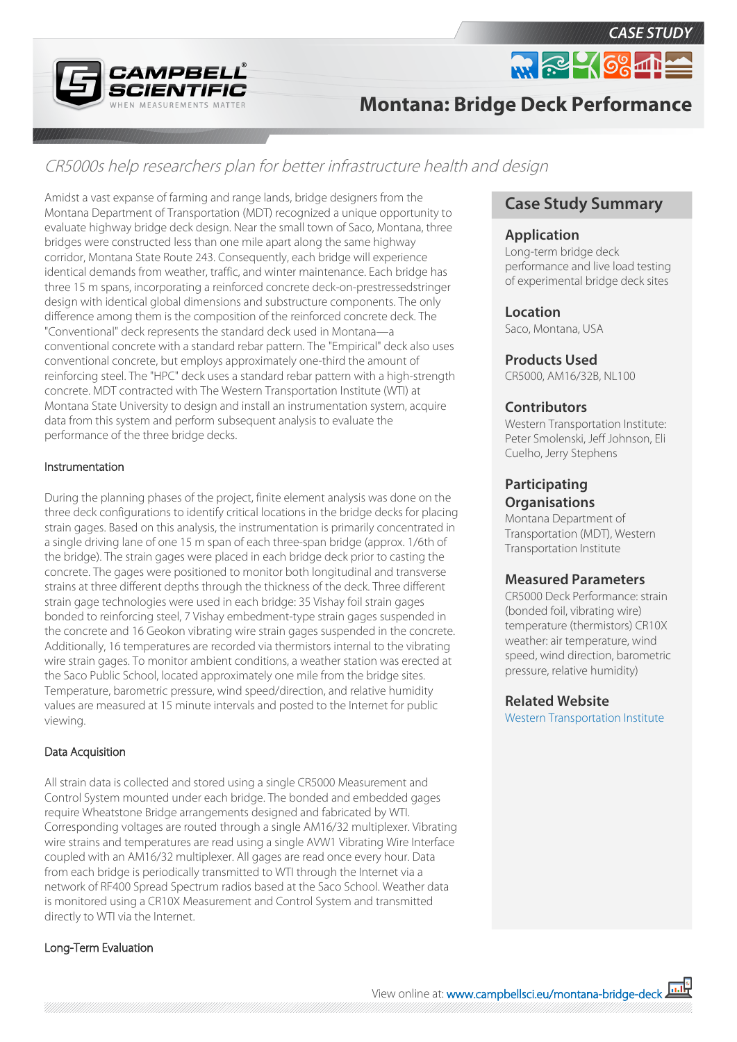CASE STUDY

# Montana: Bridge Deck Performance

*CR5000s help researchers plan for better infrastructure health and design*

Amidst a vast expanse of farming and range lands, bridge designers from the Montana Department of Transportation (MDT) recognized a unique opportunity to evaluate highway bridge deck design. Near the small town of Saco, Montana, three bridges were constructed less than one mile apart along the same highway corridor, Montana State Route 243. Consequently, each bridge will experience identical demands from weather, traffic, and winter maintenance. Each bridge has three 15 m spans, incorporating a reinforced concrete deck-on-prestressedstringer design with identical global dimensions and substructure components. The only difference among them is the composition of the reinforced concrete deck. The "Conventional" deck represents the standard deck used in Montana—a conventional concrete with a standard rebar pattern. The "Empirical" deck also uses conventional concrete, but employs approximately one-third the amount of reinforcing steel. The "HPC" deck uses a standard rebar pattern with a high-strength concrete. MDT contracted with The Western Transportation Institute (WTI) at Montana State University to design and install an instrumentation system, acquire data from this system and perform subsequent analysis to evaluate the performance of the three bridge decks.

### Instrumentation

During the planning phases of the project, finite element analysis was done on the three deck configurations to identify critical locations in the bridge decks for placing strain gages. Based on this analysis, the instrumentation is primarily concentrated in a single driving lane of one 15 m span of each three-span bridge (approx. 1/6th of the bridge). The strain gages were placed in each bridge deck prior to casting the concrete. The gages were positioned to monitor both longitudinal and transverse strains at three different depths through the thickness of the deck. Three different strain gage technologies were used in each bridge: 35 Vishay foil strain gages bonded to reinforcing steel, 7 Vishay embedment-type strain gages suspended in the concrete and 16 Geokon vibrating wire strain gages suspended in the concrete. Additionally, 16 temperatures are recorded via thermistors internal to the vibrating wire strain gages. To monitor ambient conditions, a weather station was erected at the Saco Public School, located approximately one mile from the bridge sites. Temperature, barometric pressure, wind speed/direction, and relative humidity values are measured at 15 minute intervals and posted to the Internet for public viewing.

### Data Acquisition

All strain data is collected and stored using a single CR5000 Measurement and Control System mounted under each bridge. The bonded and embedded gages require Wheatstone Bridge arrangements designed and fabricated by WTI. Corresponding voltages are routed through a single AM16/32 multiplexer. Vibrating wire strains and temperatures are read using a single AVW1 Vibrating Wire Interface coupled with an AM16/32 multiplexer. All gages are read once every hour. Data from each bridge is periodically transmitted to WTI through the Internet via a network of RF400 Spread Spectrum radios based at the Saco School. Weather data is monitored using a CR10X Measurement and Control System and transmitted directly to WTI via the Internet.

### Long-Term Evaluation

## Case Study Summary

**Application**
Long-term bridge deck performance and live load testing of experimental bridge deck sites

**Location**
Saco, Montana, USA

**Products Used**
CR5000, AM16/32B, NL100

**Contributors**
Western Transportation Institute: Peter Smolenski, Jeff Johnson, Eli Cuelho, Jerry Stephens

**Participating Organisations**
Montana Department of Transportation (MDT), Western Transportation Institute

**Measured Parameters**
CR5000 Deck Performance: strain (bonded foil, vibrating wire) temperature (thermistors) CR10X weather: air temperature, wind speed, wind direction, barometric pressure, relative humidity)

**Related Website**
Western Transportation Institute

View online at: www.campbellsci.eu/montana-bridge-deck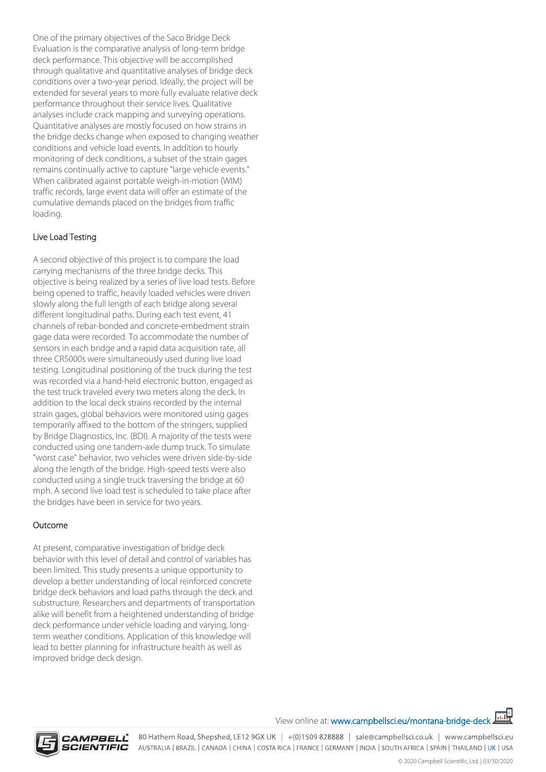One of the primary objectives of the Saco Bridge Deck Evaluation is the comparative analysis of long-term bridge deck performance. This objective will be accomplished through qualitative and quantitative analyses of bridge deck conditions over a two-year period. Ideally, the project will be extended for several years to more fully evaluate relative deck performance throughout their service lives. Qualitative analyses include crack mapping and surveying operations. Quantitative analyses are mostly focused on how strains in the bridge decks change when exposed to changing weather conditions and vehicle load events. In addition to hourly monitoring of deck conditions, a subset of the strain gages remains continually active to capture "large vehicle events." When calibrated against portable weigh-in-motion (WIM) traffic records, large event data will offer an estimate of the cumulative demands placed on the bridges from traffic loading.

## Live Load Testing

A second objective of this project is to compare the load carrying mechanisms of the three bridge decks. This objective is being realized by a series of live load tests. Before being opened to traffic, heavily loaded vehicles were driven slowly along the full length of each bridge along several different longitudinal paths. During each test event, 41 channels of rebar-bonded and concrete-embedment strain gage data were recorded. To accommodate the number of sensors in each bridge and a rapid data acquisition rate, all three CR5000s were simultaneously used during live load testing. Longitudinal positioning of the truck during the test was recorded via a hand-held electronic button, engaged as the test truck traveled every two meters along the deck. In addition to the local deck strains recorded by the internal strain gages, global behaviors were monitored using gages temporarily affixed to the bottom of the stringers, supplied by Bridge Diagnostics, Inc. (BDI). A majority of the tests were conducted using one tandem-axle dump truck. To simulate "worst case" behavior, two vehicles were driven side-by-side along the length of the bridge. High-speed tests were also conducted using a single truck traversing the bridge at 60 mph. A second live load test is scheduled to take place after the bridges have been in service for two years.

## Outcome

At present, comparative investigation of bridge deck behavior with this level of detail and control of variables has been limited. This study presents a unique opportunity to develop a better understanding of local reinforced concrete bridge deck behaviors and load paths through the deck and substructure. Researchers and departments of transportation alike will benefit from a heightened understanding of bridge deck performance under vehicle loading and varying, long-term weather conditions. Application of this knowledge will lead to better planning for infrastructure health as well as improved bridge deck design.

View online at: www.campbellsci.eu/montana-bridge-deck

80 Hathern Road, Shepshed, LE12 9GX UK | +(0)1509 828888 | sale@campbellsci.co.uk | www.campbellsci.eu
AUSTRALIA | BRAZIL | CANADA | CHINA | COSTA RICA | FRANCE | GERMANY | INDIA | SOUTH AFRICA | SPAIN | THAILAND | UK | USA

© 2020 Campbell Scientific, Ltd. | 03/30/2020